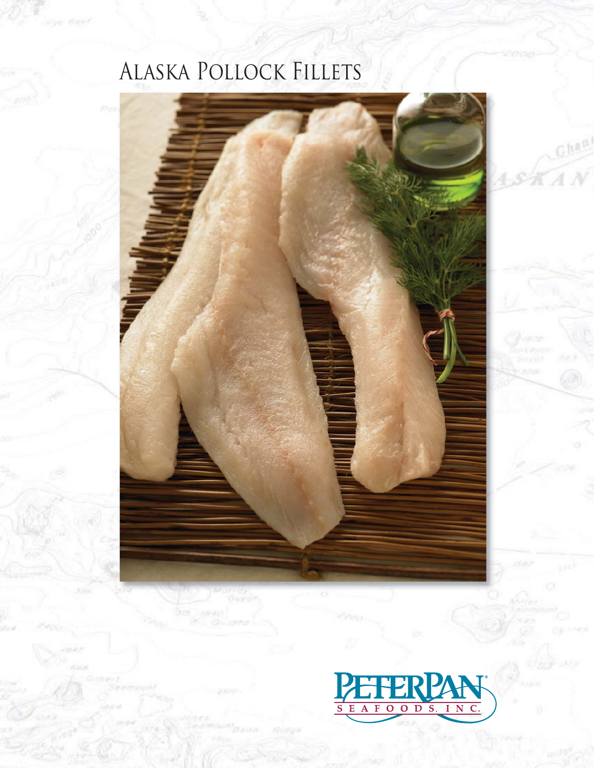# Alaska Pollock Fillets

PeterPan® Seafoods, Inc.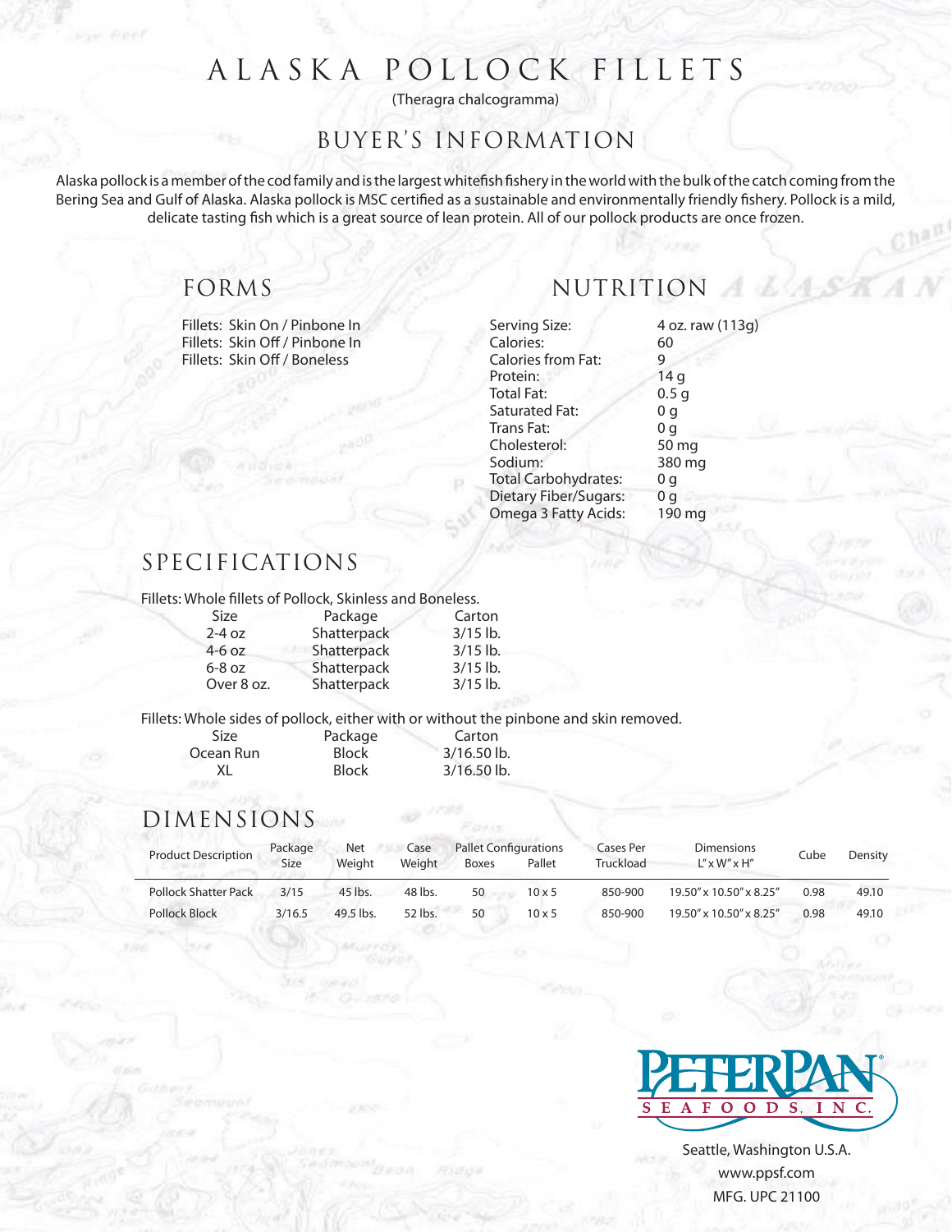# ALASKA POLLOCK FILLETS

(Theragra chalcogramma)

## BUYER'S INFORMATION

Alaska pollock is a member of the cod family and is the largest whitefish fishery in the world with the bulk of the catch coming from the Bering Sea and Gulf of Alaska. Alaska pollock is MSC certified as a sustainable and environmentally friendly fishery. Pollock is a mild, delicate tasting fish which is a great source of lean protein. All of our pollock products are once frozen.

## FORMS

Fillets: Skin On / Pinbone In
Fillets: Skin Off / Pinbone In
Fillets: Skin Off / Boneless

## NUTRITION

| | |
|---|---|
| Serving Size: | 4 oz. raw (113g) |
| Calories: | 60 |
| Calories from Fat: | 9 |
| Protein: | 14 g |
| Total Fat: | 0.5 g |
| Saturated Fat: | 0 g |
| Trans Fat: | 0 g |
| Cholesterol: | 50 mg |
| Sodium: | 380 mg |
| Total Carbohydrates: | 0 g |
| Dietary Fiber/Sugars: | 0 g |
| Omega 3 Fatty Acids: | 190 mg |

## SPECIFICATIONS

Fillets: Whole fillets of Pollock, Skinless and Boneless.

| Size | Package | Carton |
|---|---|---|
| 2-4 oz | Shatterpack | 3/15 lb. |
| 4-6 oz | Shatterpack | 3/15 lb. |
| 6-8 oz | Shatterpack | 3/15 lb. |
| Over 8 oz. | Shatterpack | 3/15 lb. |

Fillets: Whole sides of pollock, either with or without the pinbone and skin removed.

| Size | Package | Carton |
|---|---|---|
| Ocean Run | Block | 3/16.50 lb. |
| XL | Block | 3/16.50 lb. |

## DIMENSIONS

| Product Description | Package Size | Net Weight | Case Weight | Pallet Configurations Boxes | Pallet Configurations Pallet | Cases Per Truckload | Dimensions L" x W" x H" | Cube | Density |
|---|---|---|---|---|---|---|---|---|---|
| Pollock Shatter Pack | 3/15 | 45 lbs. | 48 lbs. | 50 | 10 x 5 | 850-900 | 19.50" x 10.50" x 8.25" | 0.98 | 49.10 |
| Pollock Block | 3/16.5 | 49.5 lbs. | 52 lbs. | 50 | 10 x 5 | 850-900 | 19.50" x 10.50" x 8.25" | 0.98 | 49.10 |

PETERPAN® SEAFOODS, INC.

Seattle, Washington U.S.A.
www.ppsf.com
MFG. UPC 21100